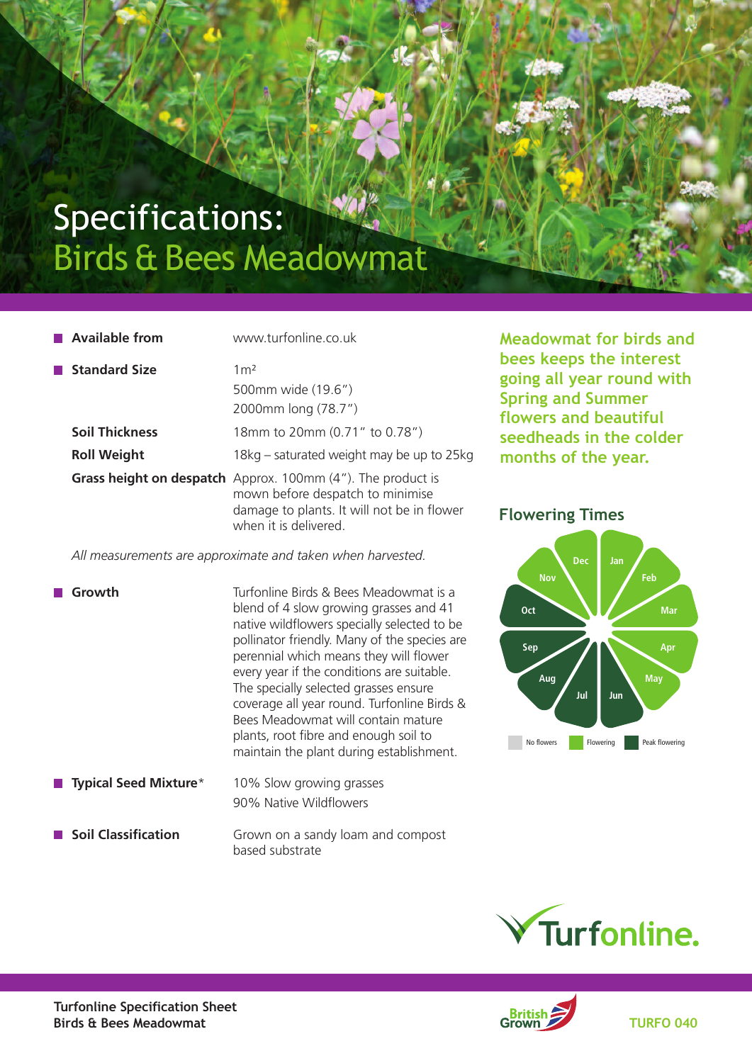# Specifications: Birds & Bees Meadowmat

| | |
|---|---|
| **Available from** | www.turfonline.co.uk |
| **Standard Size** | 1m² <br> 500mm wide (19.6") <br> 2000mm long (78.7") |
| **Soil Thickness** | 18mm to 20mm (0.71" to 0.78") |
| **Roll Weight** | 18kg – saturated weight may be up to 25kg |
| **Grass height on despatch** | Approx. 100mm (4"). The product is mown before despatch to minimise damage to plants. It will not be in flower when it is delivered. |

*All measurements are approximate and taken when harvested.*

| | |
|---|---|
| **Growth** | Turfonline Birds & Bees Meadowmat is a blend of 4 slow growing grasses and 41 native wildflowers specially selected to be pollinator friendly. Many of the species are perennial which means they will flower every year if the conditions are suitable. The specially selected grasses ensure coverage all year round. Turfonline Birds & Bees Meadowmat will contain mature plants, root fibre and enough soil to maintain the plant during establishment. |
| **Typical Seed Mixture*** | 10% Slow growing grasses <br> 90% Native Wildflowers |
| **Soil Classification** | Grown on a sandy loam and compost based substrate |

**Meadowmat for birds and bees keeps the interest going all year round with Spring and Summer flowers and beautiful seedheads in the colder months of the year.**

## Flowering Times

Dec
Jan
Feb
Mar
Apr
May
Jun
Jul
Aug
Sep
Oct
Nov

No flowers
Flowering
Peak flowering

Turfonline.

British Grown

**Turfonline Specification Sheet**
**Birds & Bees Meadowmat**

TURFO 040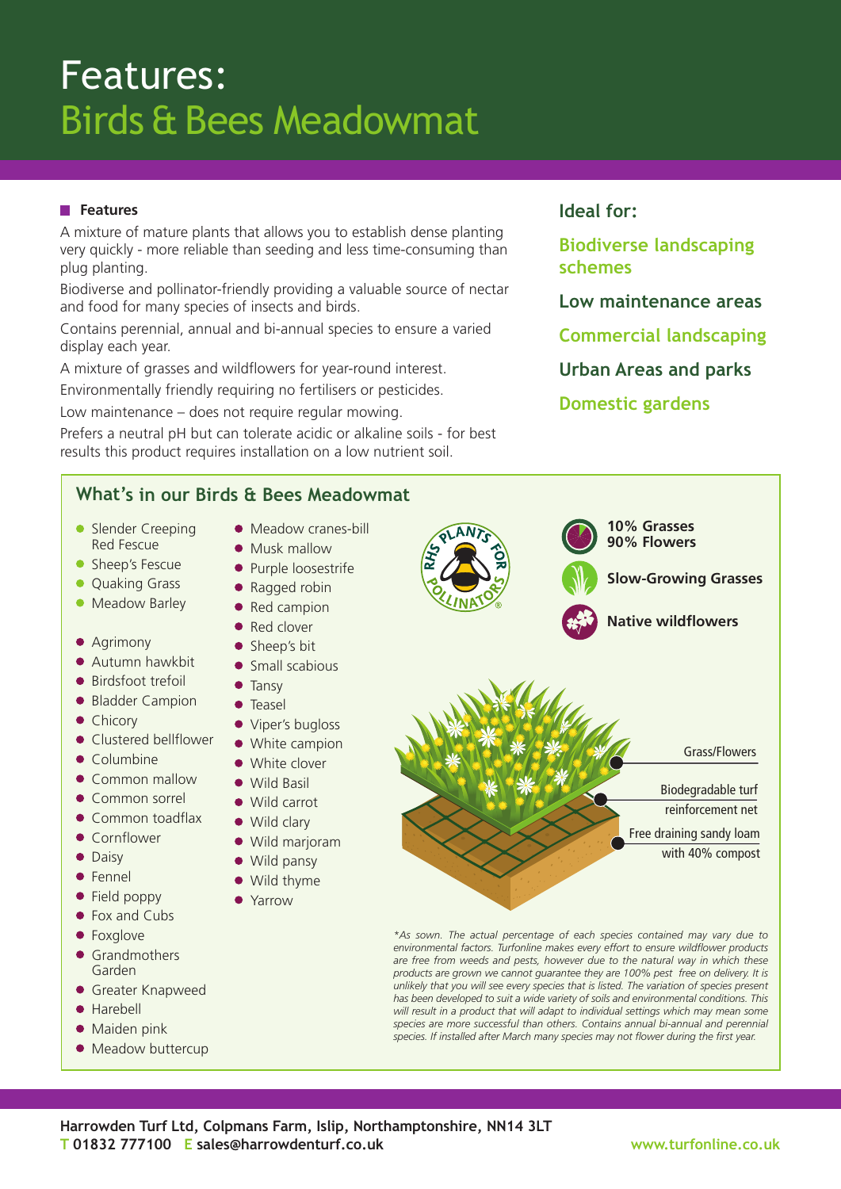# Features:
# Birds & Bees Meadowmat

### Features

A mixture of mature plants that allows you to establish dense planting very quickly - more reliable than seeding and less time-consuming than plug planting.

Biodiverse and pollinator-friendly providing a valuable source of nectar and food for many species of insects and birds.

Contains perennial, annual and bi-annual species to ensure a varied display each year.

A mixture of grasses and wildflowers for year-round interest.

Environmentally friendly requiring no fertilisers or pesticides.

Low maintenance – does not require regular mowing.

Prefers a neutral pH but can tolerate acidic or alkaline soils - for best results this product requires installation on a low nutrient soil.

### Ideal for:

**Biodiverse landscaping schemes**

**Low maintenance areas**

**Commercial landscaping**

**Urban Areas and parks**

**Domestic gardens**

## What's in our Birds & Bees Meadowmat

- Slender Creeping Red Fescue
- Sheep's Fescue
- Quaking Grass
- Meadow Barley

- Agrimony
- Autumn hawkbit
- Birdsfoot trefoil
- Bladder Campion
- Chicory
- Clustered bellflower
- Columbine
- Common mallow
- Common sorrel
- Common toadflax
- Cornflower
- Daisy
- Fennel
- Field poppy
- Fox and Cubs
- Foxglove
- Grandmothers Garden
- Greater Knapweed
- Harebell
- Maiden pink
- Meadow buttercup
- Meadow cranes-bill
- Musk mallow
- Purple loosestrife
- Ragged robin
- Red campion
- Red clover
- Sheep's bit
- Small scabious
- Tansy
- Teasel
- Viper's bugloss
- White campion
- White clover
- Wild Basil
- Wild carrot
- Wild clary
- Wild marjoram
- Wild pansy
- Wild thyme
- Yarrow

RHS PLANTS FOR POLLINATORS ®

**10% Grasses**
**90% Flowers**

**Slow-Growing Grasses**

**Native wildflowers**

Grass/Flowers

Biodegradable turf reinforcement net

Free draining sandy loam with 40% compost

*\*As sown. The actual percentage of each species contained may vary due to environmental factors. Turfonline makes every effort to ensure wildflower products are free from weeds and pests, however due to the natural way in which these products are grown we cannot guarantee they are 100% pest free on delivery. It is unlikely that you will see every species that is listed. The variation of species present has been developed to suit a wide variety of soils and environmental conditions. This will result in a product that will adapt to individual settings which may mean some species are more successful than others. Contains annual bi-annual and perennial species. If installed after March many species may not flower during the first year.*

**Harrowden Turf Ltd, Colpmans Farm, Islip, Northamptonshire, NN14 3LT**
**T 01832 777100 E sales@harrowdenturf.co.uk**

**www.turfonline.co.uk**